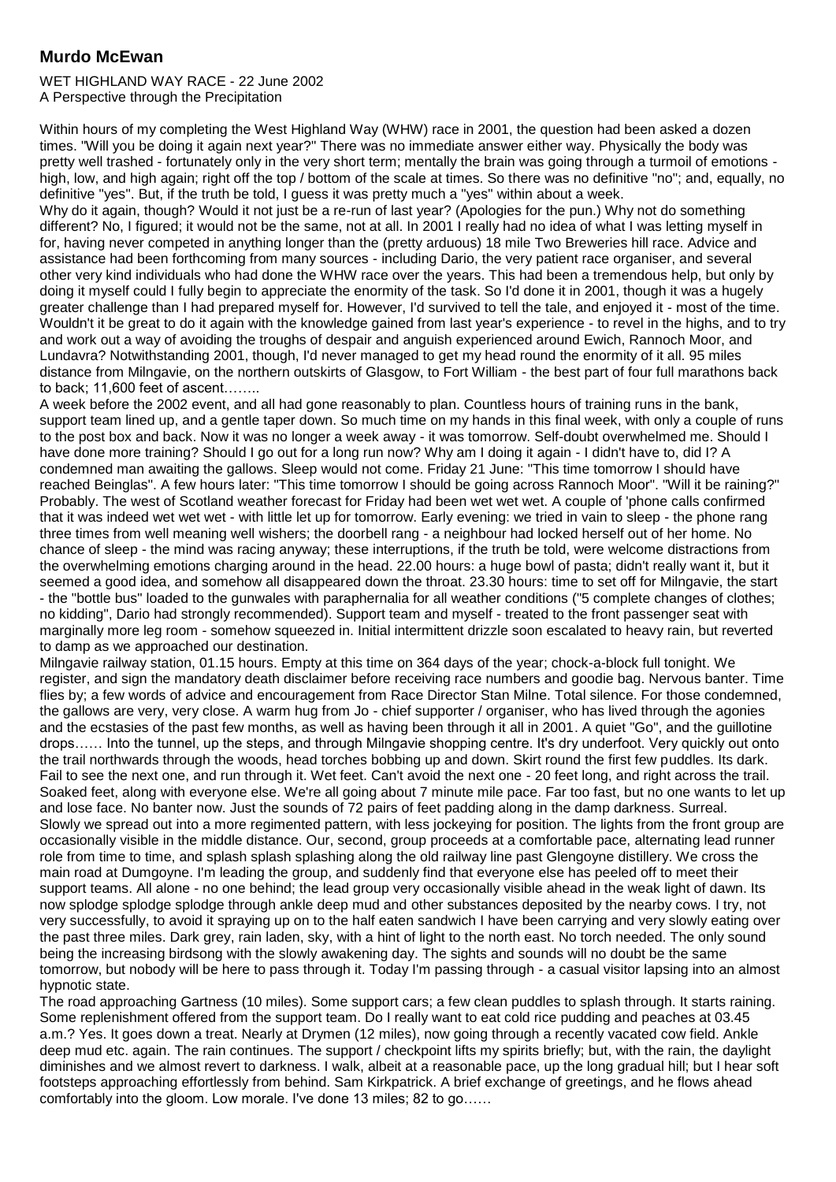# Murdo McEwan

WET HIGHLAND WAY RACE - 22 June 2002
A Perspective through the Precipitation

Within hours of my completing the West Highland Way (WHW) race in 2001, the question had been asked a dozen times. "Will you be doing it again next year?" There was no immediate answer either way. Physically the body was pretty well trashed - fortunately only in the very short term; mentally the brain was going through a turmoil of emotions - high, low, and high again; right off the top / bottom of the scale at times. So there was no definitive "no"; and, equally, no definitive "yes". But, if the truth be told, I guess it was pretty much a "yes" within about a week.

Why do it again, though? Would it not just be a re-run of last year? (Apologies for the pun.) Why not do something different? No, I figured; it would not be the same, not at all. In 2001 I really had no idea of what I was letting myself in for, having never competed in anything longer than the (pretty arduous) 18 mile Two Breweries hill race. Advice and assistance had been forthcoming from many sources - including Dario, the very patient race organiser, and several other very kind individuals who had done the WHW race over the years. This had been a tremendous help, but only by doing it myself could I fully begin to appreciate the enormity of the task. So I'd done it in 2001, though it was a hugely greater challenge than I had prepared myself for. However, I'd survived to tell the tale, and enjoyed it - most of the time. Wouldn't it be great to do it again with the knowledge gained from last year's experience - to revel in the highs, and to try and work out a way of avoiding the troughs of despair and anguish experienced around Ewich, Rannoch Moor, and Lundavra? Notwithstanding 2001, though, I'd never managed to get my head round the enormity of it all. 95 miles distance from Milngavie, on the northern outskirts of Glasgow, to Fort William - the best part of four full marathons back to back; 11,600 feet of ascent……..

A week before the 2002 event, and all had gone reasonably to plan. Countless hours of training runs in the bank, support team lined up, and a gentle taper down. So much time on my hands in this final week, with only a couple of runs to the post box and back. Now it was no longer a week away - it was tomorrow. Self-doubt overwhelmed me. Should I have done more training? Should I go out for a long run now? Why am I doing it again - I didn't have to, did I? A condemned man awaiting the gallows. Sleep would not come. Friday 21 June: "This time tomorrow I should have reached Beinglas". A few hours later: "This time tomorrow I should be going across Rannoch Moor". "Will it be raining?" Probably. The west of Scotland weather forecast for Friday had been wet wet wet. A couple of 'phone calls confirmed that it was indeed wet wet wet - with little let up for tomorrow. Early evening: we tried in vain to sleep - the phone rang three times from well meaning well wishers; the doorbell rang - a neighbour had locked herself out of her home. No chance of sleep - the mind was racing anyway; these interruptions, if the truth be told, were welcome distractions from the overwhelming emotions charging around in the head. 22.00 hours: a huge bowl of pasta; didn't really want it, but it seemed a good idea, and somehow all disappeared down the throat. 23.30 hours: time to set off for Milngavie, the start - the "bottle bus" loaded to the gunwales with paraphernalia for all weather conditions ("5 complete changes of clothes; no kidding", Dario had strongly recommended). Support team and myself - treated to the front passenger seat with marginally more leg room - somehow squeezed in. Initial intermittent drizzle soon escalated to heavy rain, but reverted to damp as we approached our destination.

Milngavie railway station, 01.15 hours. Empty at this time on 364 days of the year; chock-a-block full tonight. We register, and sign the mandatory death disclaimer before receiving race numbers and goodie bag. Nervous banter. Time flies by; a few words of advice and encouragement from Race Director Stan Milne. Total silence. For those condemned, the gallows are very, very close. A warm hug from Jo - chief supporter / organiser, who has lived through the agonies and the ecstasies of the past few months, as well as having been through it all in 2001. A quiet "Go", and the guillotine drops…… Into the tunnel, up the steps, and through Milngavie shopping centre. It's dry underfoot. Very quickly out onto the trail northwards through the woods, head torches bobbing up and down. Skirt round the first few puddles. Its dark. Fail to see the next one, and run through it. Wet feet. Can't avoid the next one - 20 feet long, and right across the trail. Soaked feet, along with everyone else. We're all going about 7 minute mile pace. Far too fast, but no one wants to let up and lose face. No banter now. Just the sounds of 72 pairs of feet padding along in the damp darkness. Surreal. Slowly we spread out into a more regimented pattern, with less jockeying for position. The lights from the front group are occasionally visible in the middle distance. Our, second, group proceeds at a comfortable pace, alternating lead runner role from time to time, and splash splash splashing along the old railway line past Glengoyne distillery. We cross the main road at Dumgoyne. I'm leading the group, and suddenly find that everyone else has peeled off to meet their support teams. All alone - no one behind; the lead group very occasionally visible ahead in the weak light of dawn. Its now splodge splodge splodge through ankle deep mud and other substances deposited by the nearby cows. I try, not very successfully, to avoid it spraying up on to the half eaten sandwich I have been carrying and very slowly eating over the past three miles. Dark grey, rain laden, sky, with a hint of light to the north east. No torch needed. The only sound being the increasing birdsong with the slowly awakening day. The sights and sounds will no doubt be the same tomorrow, but nobody will be here to pass through it. Today I'm passing through - a casual visitor lapsing into an almost hypnotic state.

The road approaching Gartness (10 miles). Some support cars; a few clean puddles to splash through. It starts raining. Some replenishment offered from the support team. Do I really want to eat cold rice pudding and peaches at 03.45 a.m.? Yes. It goes down a treat. Nearly at Drymen (12 miles), now going through a recently vacated cow field. Ankle deep mud etc. again. The rain continues. The support / checkpoint lifts my spirits briefly; but, with the rain, the daylight diminishes and we almost revert to darkness. I walk, albeit at a reasonable pace, up the long gradual hill; but I hear soft footsteps approaching effortlessly from behind. Sam Kirkpatrick. A brief exchange of greetings, and he flows ahead comfortably into the gloom. Low morale. I've done 13 miles; 82 to go……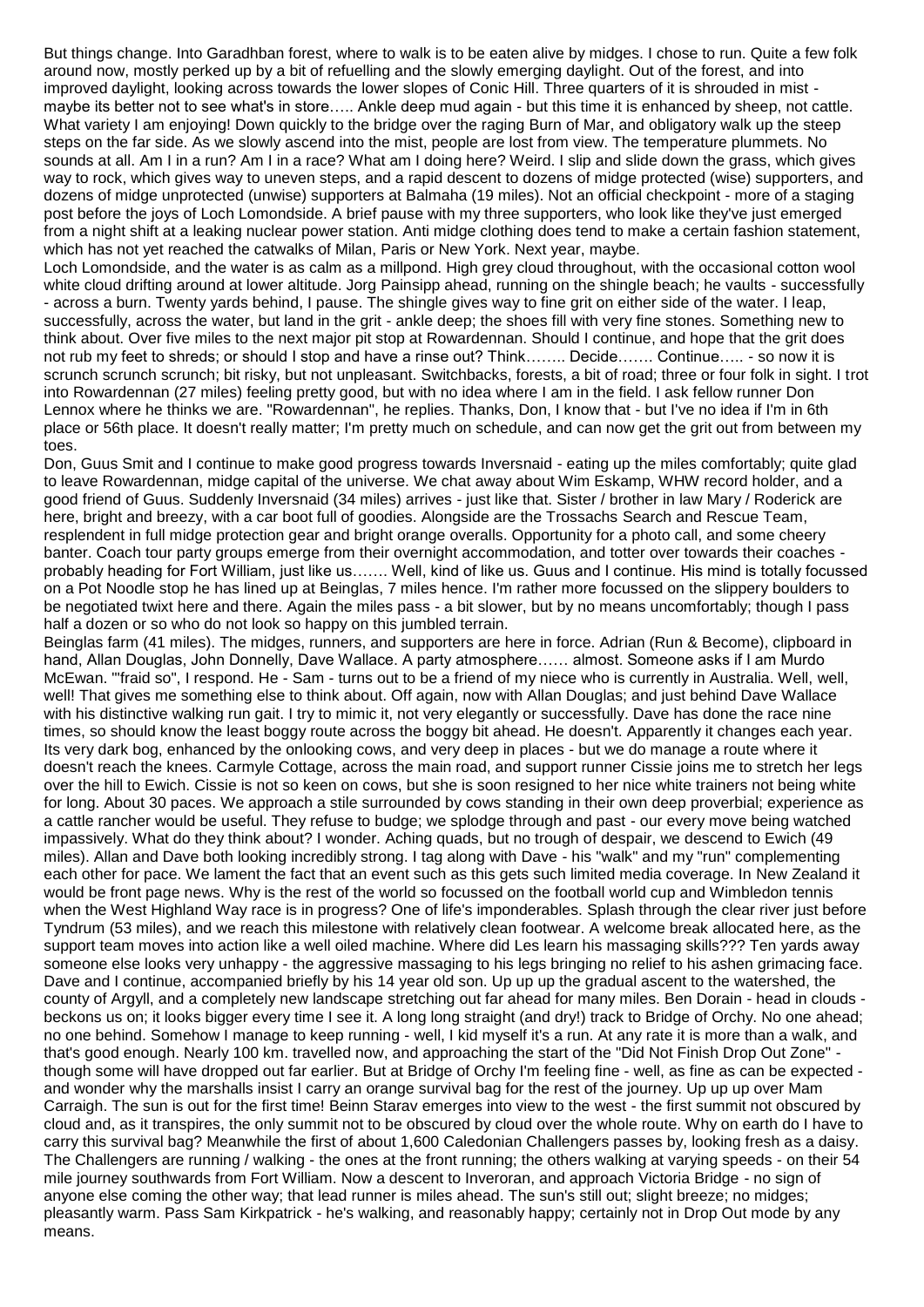But things change. Into Garadhban forest, where to walk is to be eaten alive by midges. I chose to run. Quite a few folk around now, mostly perked up by a bit of refuelling and the slowly emerging daylight. Out of the forest, and into improved daylight, looking across towards the lower slopes of Conic Hill. Three quarters of it is shrouded in mist - maybe its better not to see what's in store….. Ankle deep mud again - but this time it is enhanced by sheep, not cattle. What variety I am enjoying! Down quickly to the bridge over the raging Burn of Mar, and obligatory walk up the steep steps on the far side. As we slowly ascend into the mist, people are lost from view. The temperature plummets. No sounds at all. Am I in a run? Am I in a race? What am I doing here? Weird. I slip and slide down the grass, which gives way to rock, which gives way to uneven steps, and a rapid descent to dozens of midge protected (wise) supporters, and dozens of midge unprotected (unwise) supporters at Balmaha (19 miles). Not an official checkpoint - more of a staging post before the joys of Loch Lomondside. A brief pause with my three supporters, who look like they've just emerged from a night shift at a leaking nuclear power station. Anti midge clothing does tend to make a certain fashion statement, which has not yet reached the catwalks of Milan, Paris or New York. Next year, maybe.

Loch Lomondside, and the water is as calm as a millpond. High grey cloud throughout, with the occasional cotton wool white cloud drifting around at lower altitude. Jorg Painsipp ahead, running on the shingle beach; he vaults - successfully - across a burn. Twenty yards behind, I pause. The shingle gives way to fine grit on either side of the water. I leap, successfully, across the water, but land in the grit - ankle deep; the shoes fill with very fine stones. Something new to think about. Over five miles to the next major pit stop at Rowardennan. Should I continue, and hope that the grit does not rub my feet to shreds; or should I stop and have a rinse out? Think…….. Decide……. Continue….. - so now it is scrunch scrunch scrunch; bit risky, but not unpleasant. Switchbacks, forests, a bit of road; three or four folk in sight. I trot into Rowardennan (27 miles) feeling pretty good, but with no idea where I am in the field. I ask fellow runner Don Lennox where he thinks we are. "Rowardennan", he replies. Thanks, Don, I know that - but I've no idea if I'm in 6th place or 56th place. It doesn't really matter; I'm pretty much on schedule, and can now get the grit out from between my toes.

Don, Guus Smit and I continue to make good progress towards Inversnaid - eating up the miles comfortably; quite glad to leave Rowardennan, midge capital of the universe. We chat away about Wim Eskamp, WHW record holder, and a good friend of Guus. Suddenly Inversnaid (34 miles) arrives - just like that. Sister / brother in law Mary / Roderick are here, bright and breezy, with a car boot full of goodies. Alongside are the Trossachs Search and Rescue Team, resplendent in full midge protection gear and bright orange overalls. Opportunity for a photo call, and some cheery banter. Coach tour party groups emerge from their overnight accommodation, and totter over towards their coaches - probably heading for Fort William, just like us……. Well, kind of like us. Guus and I continue. His mind is totally focussed on a Pot Noodle stop he has lined up at Beinglas, 7 miles hence. I'm rather more focussed on the slippery boulders to be negotiated twixt here and there. Again the miles pass - a bit slower, but by no means uncomfortably; though I pass half a dozen or so who do not look so happy on this jumbled terrain.

Beinglas farm (41 miles). The midges, runners, and supporters are here in force. Adrian (Run & Become), clipboard in hand, Allan Douglas, John Donnelly, Dave Wallace. A party atmosphere…… almost. Someone asks if I am Murdo McEwan. "'fraid so", I respond. He - Sam - turns out to be a friend of my niece who is currently in Australia. Well, well, well! That gives me something else to think about. Off again, now with Allan Douglas; and just behind Dave Wallace with his distinctive walking run gait. I try to mimic it, not very elegantly or successfully. Dave has done the race nine times, so should know the least boggy route across the boggy bit ahead. He doesn't. Apparently it changes each year. Its very dark bog, enhanced by the onlooking cows, and very deep in places - but we do manage a route where it doesn't reach the knees. Carmyle Cottage, across the main road, and support runner Cissie joins me to stretch her legs over the hill to Ewich. Cissie is not so keen on cows, but she is soon resigned to her nice white trainers not being white for long. About 30 paces. We approach a stile surrounded by cows standing in their own deep proverbial; experience as a cattle rancher would be useful. They refuse to budge; we splodge through and past - our every move being watched impassively. What do they think about? I wonder. Aching quads, but no trough of despair, we descend to Ewich (49 miles). Allan and Dave both looking incredibly strong. I tag along with Dave - his "walk" and my "run" complementing each other for pace. We lament the fact that an event such as this gets such limited media coverage. In New Zealand it would be front page news. Why is the rest of the world so focussed on the football world cup and Wimbledon tennis when the West Highland Way race is in progress? One of life's imponderables. Splash through the clear river just before Tyndrum (53 miles), and we reach this milestone with relatively clean footwear. A welcome break allocated here, as the support team moves into action like a well oiled machine. Where did Les learn his massaging skills??? Ten yards away someone else looks very unhappy - the aggressive massaging to his legs bringing no relief to his ashen grimacing face. Dave and I continue, accompanied briefly by his 14 year old son. Up up up the gradual ascent to the watershed, the county of Argyll, and a completely new landscape stretching out far ahead for many miles. Ben Dorain - head in clouds - beckons us on; it looks bigger every time I see it. A long long straight (and dry!) track to Bridge of Orchy. No one ahead; no one behind. Somehow I manage to keep running - well, I kid myself it's a run. At any rate it is more than a walk, and that's good enough. Nearly 100 km. travelled now, and approaching the start of the "Did Not Finish Drop Out Zone" - though some will have dropped out far earlier. But at Bridge of Orchy I'm feeling fine - well, as fine as can be expected - and wonder why the marshalls insist I carry an orange survival bag for the rest of the journey. Up up up over Mam Carraigh. The sun is out for the first time! Beinn Starav emerges into view to the west - the first summit not obscured by cloud and, as it transpires, the only summit not to be obscured by cloud over the whole route. Why on earth do I have to carry this survival bag? Meanwhile the first of about 1,600 Caledonian Challengers passes by, looking fresh as a daisy. The Challengers are running / walking - the ones at the front running; the others walking at varying speeds - on their 54 mile journey southwards from Fort William. Now a descent to Inveroran, and approach Victoria Bridge - no sign of anyone else coming the other way; that lead runner is miles ahead. The sun's still out; slight breeze; no midges; pleasantly warm. Pass Sam Kirkpatrick - he's walking, and reasonably happy; certainly not in Drop Out mode by any means.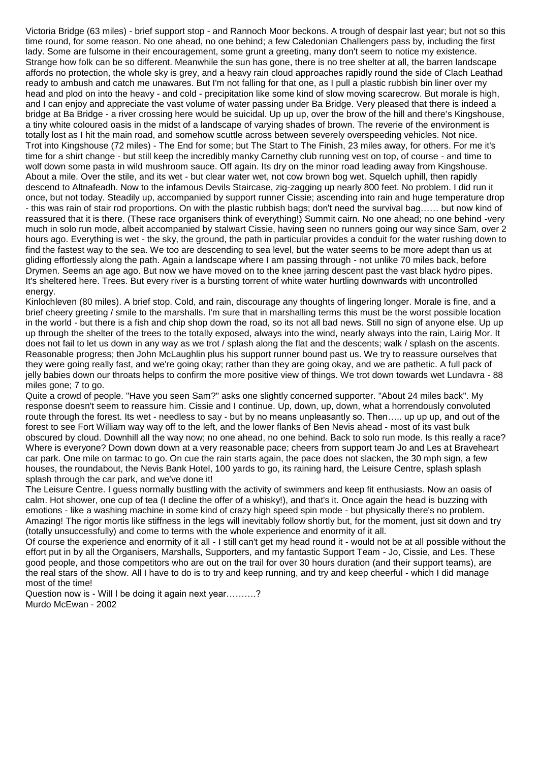Victoria Bridge (63 miles) - brief support stop - and Rannoch Moor beckons. A trough of despair last year; but not so this time round, for some reason. No one ahead, no one behind; a few Caledonian Challengers pass by, including the first lady. Some are fulsome in their encouragement, some grunt a greeting, many don't seem to notice my existence. Strange how folk can be so different. Meanwhile the sun has gone, there is no tree shelter at all, the barren landscape affords no protection, the whole sky is grey, and a heavy rain cloud approaches rapidly round the side of Clach Leathad ready to ambush and catch me unawares. But I'm not falling for that one, as I pull a plastic rubbish bin liner over my head and plod on into the heavy - and cold - precipitation like some kind of slow moving scarecrow. But morale is high, and I can enjoy and appreciate the vast volume of water passing under Ba Bridge. Very pleased that there is indeed a bridge at Ba Bridge - a river crossing here would be suicidal. Up up up, over the brow of the hill and there's Kingshouse, a tiny white coloured oasis in the midst of a landscape of varying shades of brown. The reverie of the environment is totally lost as I hit the main road, and somehow scuttle across between severely overspeeding vehicles. Not nice.

Trot into Kingshouse (72 miles) - The End for some; but The Start to The Finish, 23 miles away, for others. For me it's time for a shirt change - but still keep the incredibly manky Carnethy club running vest on top, of course - and time to wolf down some pasta in wild mushroom sauce. Off again. Its dry on the minor road leading away from Kingshouse. About a mile. Over the stile, and its wet - but clear water wet, not cow brown bog wet. Squelch uphill, then rapidly descend to Altnafeadh. Now to the infamous Devils Staircase, zig-zagging up nearly 800 feet. No problem. I did run it once, but not today. Steadily up, accompanied by support runner Cissie; ascending into rain and huge temperature drop - this was rain of stair rod proportions. On with the plastic rubbish bags; don't need the survival bag…… but now kind of reassured that it is there. (These race organisers think of everything!) Summit cairn. No one ahead; no one behind -very much in solo run mode, albeit accompanied by stalwart Cissie, having seen no runners going our way since Sam, over 2 hours ago. Everything is wet - the sky, the ground, the path in particular provides a conduit for the water rushing down to find the fastest way to the sea. We too are descending to sea level, but the water seems to be more adept than us at gliding effortlessly along the path. Again a landscape where I am passing through - not unlike 70 miles back, before Drymen. Seems an age ago. But now we have moved on to the knee jarring descent past the vast black hydro pipes. It's sheltered here. Trees. But every river is a bursting torrent of white water hurtling downwards with uncontrolled energy.

Kinlochleven (80 miles). A brief stop. Cold, and rain, discourage any thoughts of lingering longer. Morale is fine, and a brief cheery greeting / smile to the marshalls. I'm sure that in marshalling terms this must be the worst possible location in the world - but there is a fish and chip shop down the road, so its not all bad news. Still no sign of anyone else. Up up up through the shelter of the trees to the totally exposed, always into the wind, nearly always into the rain, Lairig Mor. It does not fail to let us down in any way as we trot / splash along the flat and the descents; walk / splash on the ascents. Reasonable progress; then John McLaughlin plus his support runner bound past us. We try to reassure ourselves that they were going really fast, and we're going okay; rather than they are going okay, and we are pathetic. A full pack of jelly babies down our throats helps to confirm the more positive view of things. We trot down towards wet Lundavra - 88 miles gone; 7 to go.

Quite a crowd of people. "Have you seen Sam?" asks one slightly concerned supporter. "About 24 miles back". My response doesn't seem to reassure him. Cissie and I continue. Up, down, up, down, what a horrendously convoluted route through the forest. Its wet - needless to say - but by no means unpleasantly so. Then….. up up up, and out of the forest to see Fort William way way off to the left, and the lower flanks of Ben Nevis ahead - most of its vast bulk obscured by cloud. Downhill all the way now; no one ahead, no one behind. Back to solo run mode. Is this really a race? Where is everyone? Down down down at a very reasonable pace; cheers from support team Jo and Les at Braveheart car park. One mile on tarmac to go. On cue the rain starts again, the pace does not slacken, the 30 mph sign, a few houses, the roundabout, the Nevis Bank Hotel, 100 yards to go, its raining hard, the Leisure Centre, splash splash splash through the car park, and we've done it!

The Leisure Centre. I guess normally bustling with the activity of swimmers and keep fit enthusiasts. Now an oasis of calm. Hot shower, one cup of tea (I decline the offer of a whisky!), and that's it. Once again the head is buzzing with emotions - like a washing machine in some kind of crazy high speed spin mode - but physically there's no problem. Amazing! The rigor mortis like stiffness in the legs will inevitably follow shortly but, for the moment, just sit down and try (totally unsuccessfully) and come to terms with the whole experience and enormity of it all.

Of course the experience and enormity of it all - I still can't get my head round it - would not be at all possible without the effort put in by all the Organisers, Marshalls, Supporters, and my fantastic Support Team - Jo, Cissie, and Les. These good people, and those competitors who are out on the trail for over 30 hours duration (and their support teams), are the real stars of the show. All I have to do is to try and keep running, and try and keep cheerful - which I did manage most of the time!

Question now is - Will I be doing it again next year……….?

Murdo McEwan - 2002